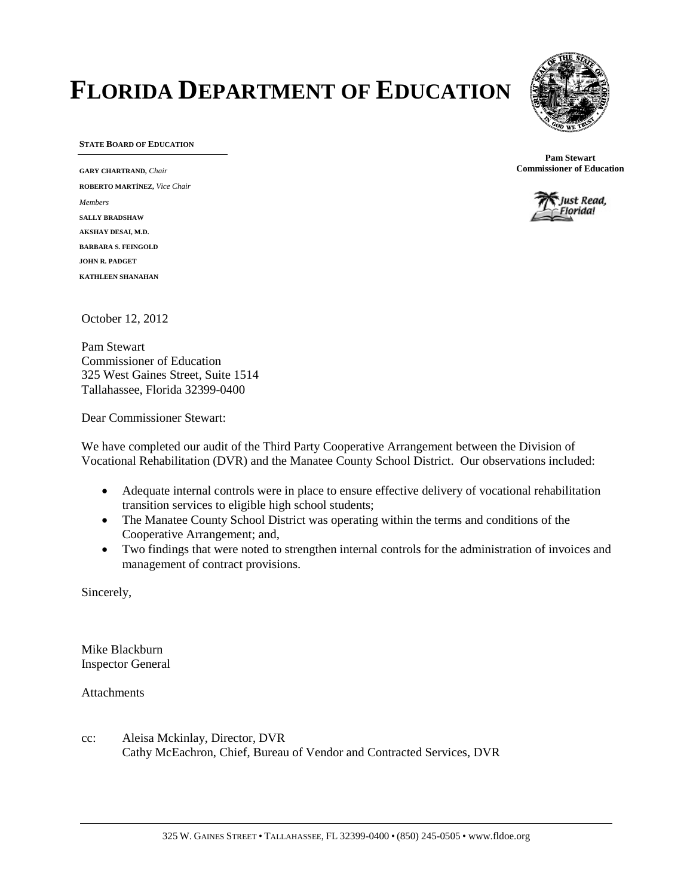# FLORIDA DEPARTMENT OF EDUCATION

**STATE BOARD OF EDUCATION**

**GARY CHARTRAND**, *Chair*
**ROBERTO MARTÍNEZ**, *Vice Chair*
*Members*
**SALLY BRADSHAW**
**AKSHAY DESAI, M.D.**
**BARBARA S. FEINGOLD**
**JOHN R. PADGET**
**KATHLEEN SHANAHAN**

**Pam Stewart**
**Commissioner of Education**

Just Read, Florida!

October 12, 2012

Pam Stewart
Commissioner of Education
325 West Gaines Street, Suite 1514
Tallahassee, Florida 32399-0400

Dear Commissioner Stewart:

We have completed our audit of the Third Party Cooperative Arrangement between the Division of Vocational Rehabilitation (DVR) and the Manatee County School District. Our observations included:

- Adequate internal controls were in place to ensure effective delivery of vocational rehabilitation transition services to eligible high school students;
- The Manatee County School District was operating within the terms and conditions of the Cooperative Arrangement; and,
- Two findings that were noted to strengthen internal controls for the administration of invoices and management of contract provisions.

Sincerely,

Mike Blackburn
Inspector General

Attachments

cc: Aleisa Mckinlay, Director, DVR
Cathy McEachron, Chief, Bureau of Vendor and Contracted Services, DVR

325 W. GAINES STREET • TALLAHASSEE, FL 32399-0400 • (850) 245-0505 • www.fldoe.org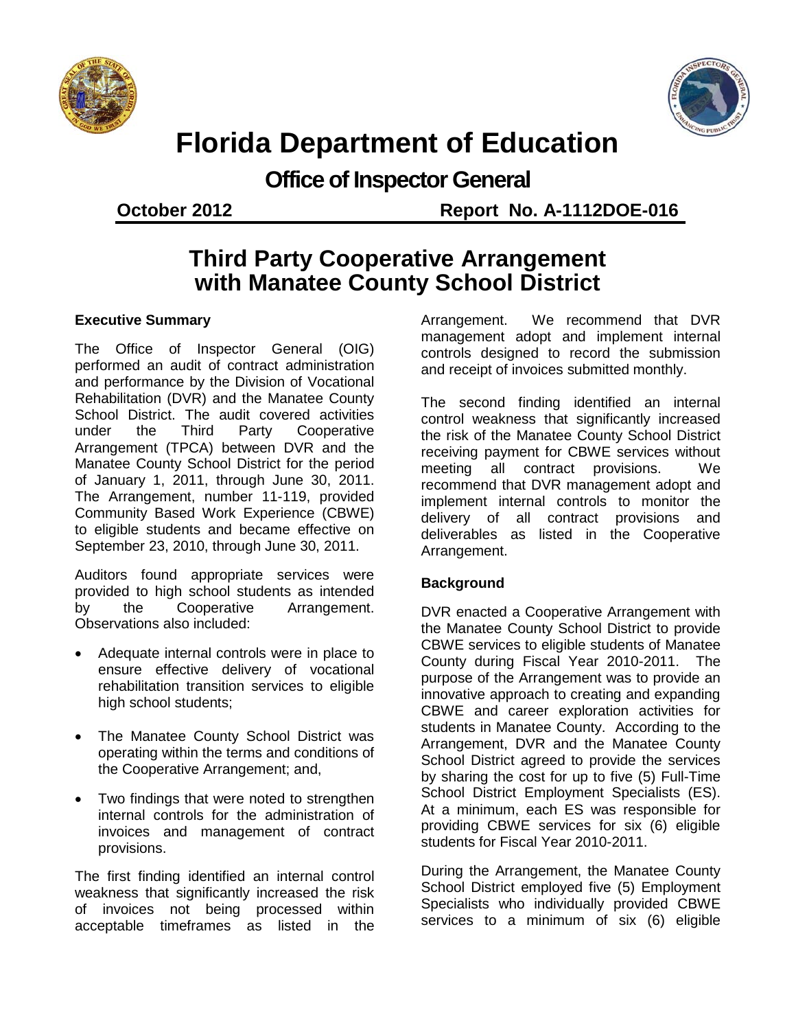# Florida Department of Education

## Office of Inspector General

**October 2012** **Report No. A-1112DOE-016**

# Third Party Cooperative Arrangement with Manatee County School District

### Executive Summary

The Office of Inspector General (OIG) performed an audit of contract administration and performance by the Division of Vocational Rehabilitation (DVR) and the Manatee County School District. The audit covered activities under the Third Party Cooperative Arrangement (TPCA) between DVR and the Manatee County School District for the period of January 1, 2011, through June 30, 2011. The Arrangement, number 11-119, provided Community Based Work Experience (CBWE) to eligible students and became effective on September 23, 2010, through June 30, 2011.

Auditors found appropriate services were provided to high school students as intended by the Cooperative Arrangement. Observations also included:

- Adequate internal controls were in place to ensure effective delivery of vocational rehabilitation transition services to eligible high school students;
- The Manatee County School District was operating within the terms and conditions of the Cooperative Arrangement; and,
- Two findings that were noted to strengthen internal controls for the administration of invoices and management of contract provisions.

The first finding identified an internal control weakness that significantly increased the risk of invoices not being processed within acceptable timeframes as listed in the Arrangement. We recommend that DVR management adopt and implement internal controls designed to record the submission and receipt of invoices submitted monthly.

The second finding identified an internal control weakness that significantly increased the risk of the Manatee County School District receiving payment for CBWE services without meeting all contract provisions. We recommend that DVR management adopt and implement internal controls to monitor the delivery of all contract provisions and deliverables as listed in the Cooperative Arrangement.

### Background

DVR enacted a Cooperative Arrangement with the Manatee County School District to provide CBWE services to eligible students of Manatee County during Fiscal Year 2010-2011. The purpose of the Arrangement was to provide an innovative approach to creating and expanding CBWE and career exploration activities for students in Manatee County. According to the Arrangement, DVR and the Manatee County School District agreed to provide the services by sharing the cost for up to five (5) Full-Time School District Employment Specialists (ES). At a minimum, each ES was responsible for providing CBWE services for six (6) eligible students for Fiscal Year 2010-2011.

During the Arrangement, the Manatee County School District employed five (5) Employment Specialists who individually provided CBWE services to a minimum of six (6) eligible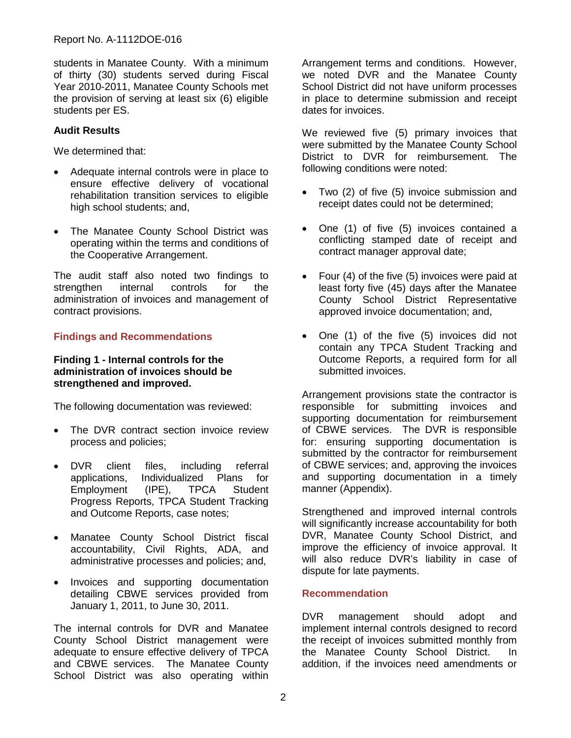students in Manatee County. With a minimum of thirty (30) students served during Fiscal Year 2010-2011, Manatee County Schools met the provision of serving at least six (6) eligible students per ES.

**Audit Results**

We determined that:

- Adequate internal controls were in place to ensure effective delivery of vocational rehabilitation transition services to eligible high school students; and,
- The Manatee County School District was operating within the terms and conditions of the Cooperative Arrangement.

The audit staff also noted two findings to strengthen internal controls for the administration of invoices and management of contract provisions.

## Findings and Recommendations

**Finding 1 - Internal controls for the administration of invoices should be strengthened and improved.**

The following documentation was reviewed:

- The DVR contract section invoice review process and policies;
- DVR client files, including referral applications, Individualized Plans for Employment (IPE), TPCA Student Progress Reports, TPCA Student Tracking and Outcome Reports, case notes;
- Manatee County School District fiscal accountability, Civil Rights, ADA, and administrative processes and policies; and,
- Invoices and supporting documentation detailing CBWE services provided from January 1, 2011, to June 30, 2011.

The internal controls for DVR and Manatee County School District management were adequate to ensure effective delivery of TPCA and CBWE services. The Manatee County School District was also operating within Arrangement terms and conditions. However, we noted DVR and the Manatee County School District did not have uniform processes in place to determine submission and receipt dates for invoices.

We reviewed five (5) primary invoices that were submitted by the Manatee County School District to DVR for reimbursement. The following conditions were noted:

- Two (2) of five (5) invoice submission and receipt dates could not be determined;
- One (1) of five (5) invoices contained a conflicting stamped date of receipt and contract manager approval date;
- Four (4) of the five (5) invoices were paid at least forty five (45) days after the Manatee County School District Representative approved invoice documentation; and,
- One (1) of the five (5) invoices did not contain any TPCA Student Tracking and Outcome Reports, a required form for all submitted invoices.

Arrangement provisions state the contractor is responsible for submitting invoices and supporting documentation for reimbursement of CBWE services. The DVR is responsible for: ensuring supporting documentation is submitted by the contractor for reimbursement of CBWE services; and, approving the invoices and supporting documentation in a timely manner (Appendix).

Strengthened and improved internal controls will significantly increase accountability for both DVR, Manatee County School District, and improve the efficiency of invoice approval. It will also reduce DVR's liability in case of dispute for late payments.

## Recommendation

DVR management should adopt and implement internal controls designed to record the receipt of invoices submitted monthly from the Manatee County School District. In addition, if the invoices need amendments or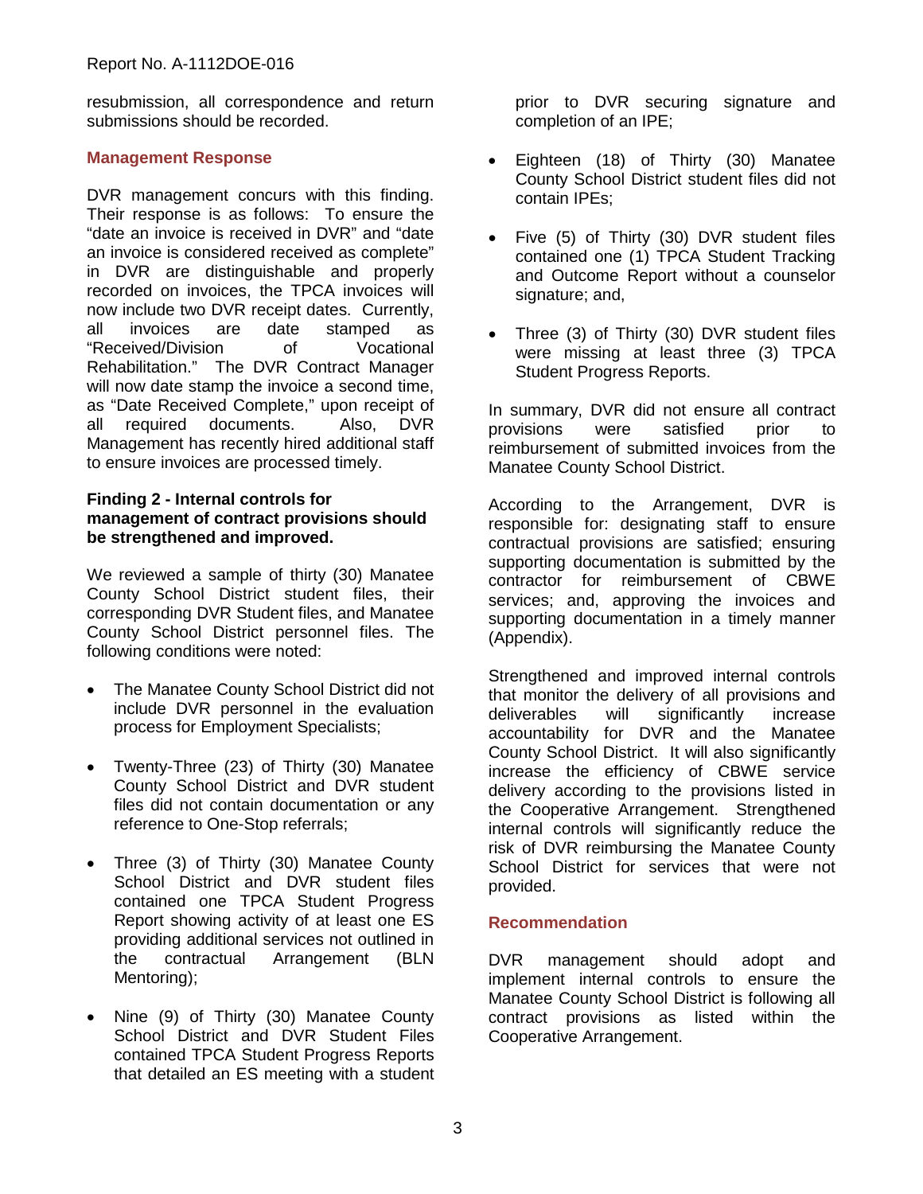resubmission, all correspondence and return submissions should be recorded.

### Management Response

DVR management concurs with this finding. Their response is as follows: To ensure the "date an invoice is received in DVR" and "date an invoice is considered received as complete" in DVR are distinguishable and properly recorded on invoices, the TPCA invoices will now include two DVR receipt dates. Currently, all invoices are date stamped as "Received/Division of Vocational Rehabilitation." The DVR Contract Manager will now date stamp the invoice a second time, as "Date Received Complete," upon receipt of all required documents. Also, DVR Management has recently hired additional staff to ensure invoices are processed timely.

### Finding 2 - Internal controls for management of contract provisions should be strengthened and improved.

We reviewed a sample of thirty (30) Manatee County School District student files, their corresponding DVR Student files, and Manatee County School District personnel files. The following conditions were noted:

- The Manatee County School District did not include DVR personnel in the evaluation process for Employment Specialists;
- Twenty-Three (23) of Thirty (30) Manatee County School District and DVR student files did not contain documentation or any reference to One-Stop referrals;
- Three (3) of Thirty (30) Manatee County School District and DVR student files contained one TPCA Student Progress Report showing activity of at least one ES providing additional services not outlined in the contractual Arrangement (BLN Mentoring);
- Nine (9) of Thirty (30) Manatee County School District and DVR Student Files contained TPCA Student Progress Reports that detailed an ES meeting with a student prior to DVR securing signature and completion of an IPE;
- Eighteen (18) of Thirty (30) Manatee County School District student files did not contain IPEs;
- Five (5) of Thirty (30) DVR student files contained one (1) TPCA Student Tracking and Outcome Report without a counselor signature; and,
- Three (3) of Thirty (30) DVR student files were missing at least three (3) TPCA Student Progress Reports.

In summary, DVR did not ensure all contract provisions were satisfied prior to reimbursement of submitted invoices from the Manatee County School District.

According to the Arrangement, DVR is responsible for: designating staff to ensure contractual provisions are satisfied; ensuring supporting documentation is submitted by the contractor for reimbursement of CBWE services; and, approving the invoices and supporting documentation in a timely manner (Appendix).

Strengthened and improved internal controls that monitor the delivery of all provisions and deliverables will significantly increase accountability for DVR and the Manatee County School District. It will also significantly increase the efficiency of CBWE service delivery according to the provisions listed in the Cooperative Arrangement. Strengthened internal controls will significantly reduce the risk of DVR reimbursing the Manatee County School District for services that were not provided.

### Recommendation

DVR management should adopt and implement internal controls to ensure the Manatee County School District is following all contract provisions as listed within the Cooperative Arrangement.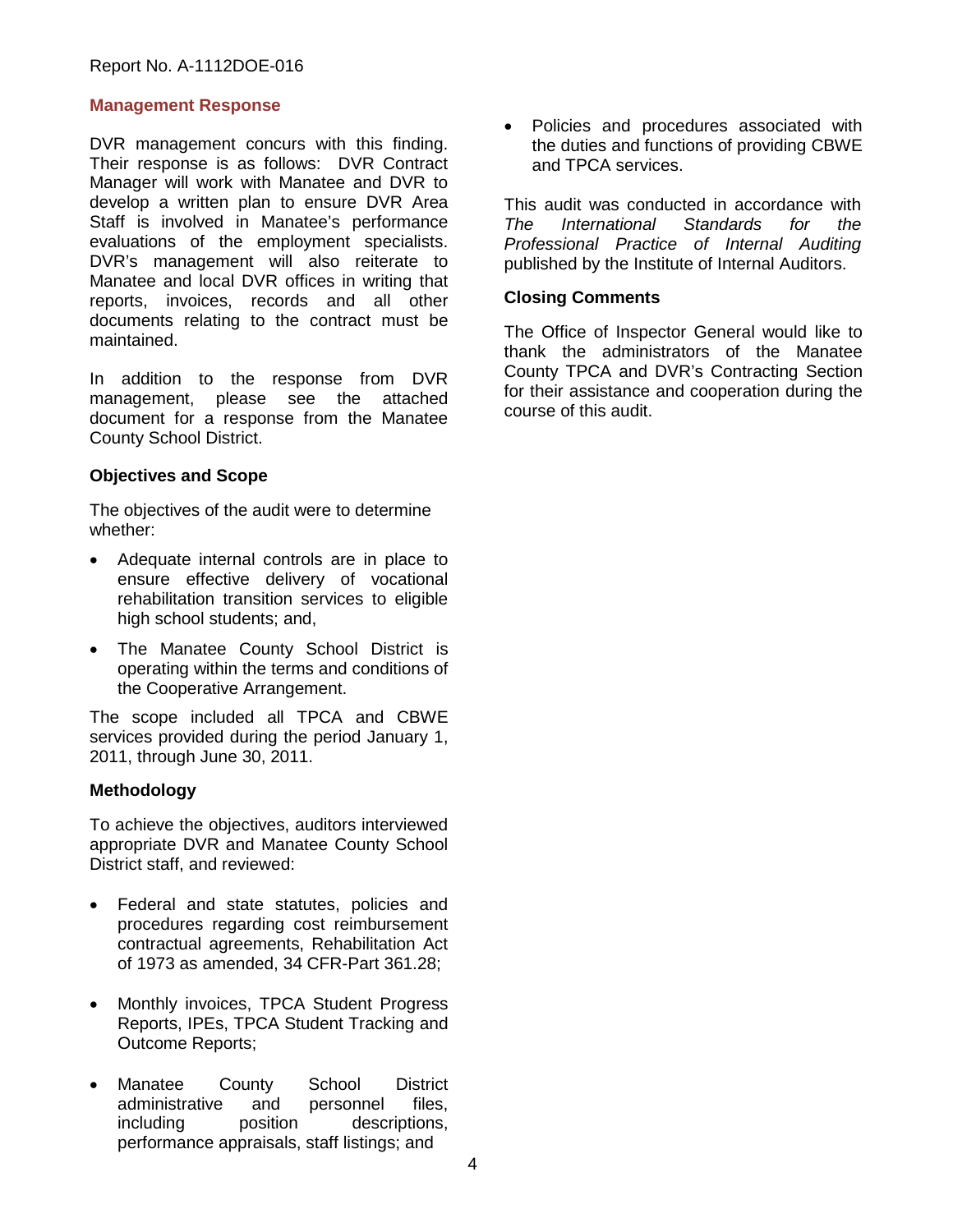## Management Response

DVR management concurs with this finding. Their response is as follows: DVR Contract Manager will work with Manatee and DVR to develop a written plan to ensure DVR Area Staff is involved in Manatee's performance evaluations of the employment specialists. DVR's management will also reiterate to Manatee and local DVR offices in writing that reports, invoices, records and all other documents relating to the contract must be maintained.

In addition to the response from DVR management, please see the attached document for a response from the Manatee County School District.

### Objectives and Scope

The objectives of the audit were to determine whether:

- Adequate internal controls are in place to ensure effective delivery of vocational rehabilitation transition services to eligible high school students; and,
- The Manatee County School District is operating within the terms and conditions of the Cooperative Arrangement.

The scope included all TPCA and CBWE services provided during the period January 1, 2011, through June 30, 2011.

### Methodology

To achieve the objectives, auditors interviewed appropriate DVR and Manatee County School District staff, and reviewed:

- Federal and state statutes, policies and procedures regarding cost reimbursement contractual agreements, Rehabilitation Act of 1973 as amended, 34 CFR-Part 361.28;
- Monthly invoices, TPCA Student Progress Reports, IPEs, TPCA Student Tracking and Outcome Reports;
- Manatee County School District administrative and personnel files, including position descriptions, performance appraisals, staff listings; and
- Policies and procedures associated with the duties and functions of providing CBWE and TPCA services.

This audit was conducted in accordance with *The International Standards for the Professional Practice of Internal Auditing* published by the Institute of Internal Auditors.

### Closing Comments

The Office of Inspector General would like to thank the administrators of the Manatee County TPCA and DVR's Contracting Section for their assistance and cooperation during the course of this audit.